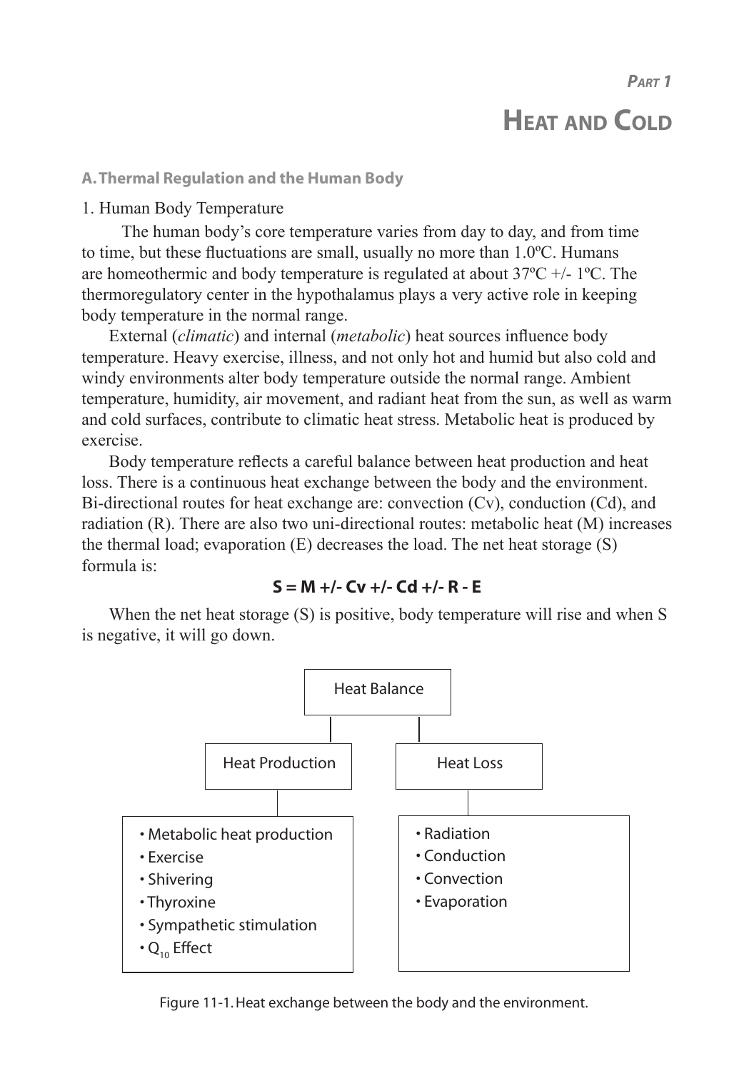*Part 1*

# Heat and Cold

## A. Thermal Regulation and the Human Body

1. Human Body Temperature

The human body's core temperature varies from day to day, and from time to time, but these fluctuations are small, usually no more than 1.0ºC. Humans are homeothermic and body temperature is regulated at about 37ºC +/- 1ºC. The thermoregulatory center in the hypothalamus plays a very active role in keeping body temperature in the normal range.

External (*climatic*) and internal (*metabolic*) heat sources influence body temperature. Heavy exercise, illness, and not only hot and humid but also cold and windy environments alter body temperature outside the normal range. Ambient temperature, humidity, air movement, and radiant heat from the sun, as well as warm and cold surfaces, contribute to climatic heat stress. Metabolic heat is produced by exercise.

Body temperature reflects a careful balance between heat production and heat loss. There is a continuous heat exchange between the body and the environment. Bi-directional routes for heat exchange are: convection (Cv), conduction (Cd), and radiation (R). There are also two uni-directional routes: metabolic heat (M) increases the thermal load; evaporation (E) decreases the load. The net heat storage (S) formula is:

$$S = M \pm Cv \pm Cd \pm R - E$$

When the net heat storage (S) is positive, body temperature will rise and when S is negative, it will go down.

Heat Balance

- Heat Production
  - Metabolic heat production
  - Exercise
  - Shivering
  - Thyroxine
  - Sympathetic stimulation
  - $Q_{10}$ Effect
- Heat Loss
  - Radiation
  - Conduction
  - Convection
  - Evaporation

Figure 11-1. Heat exchange between the body and the environment.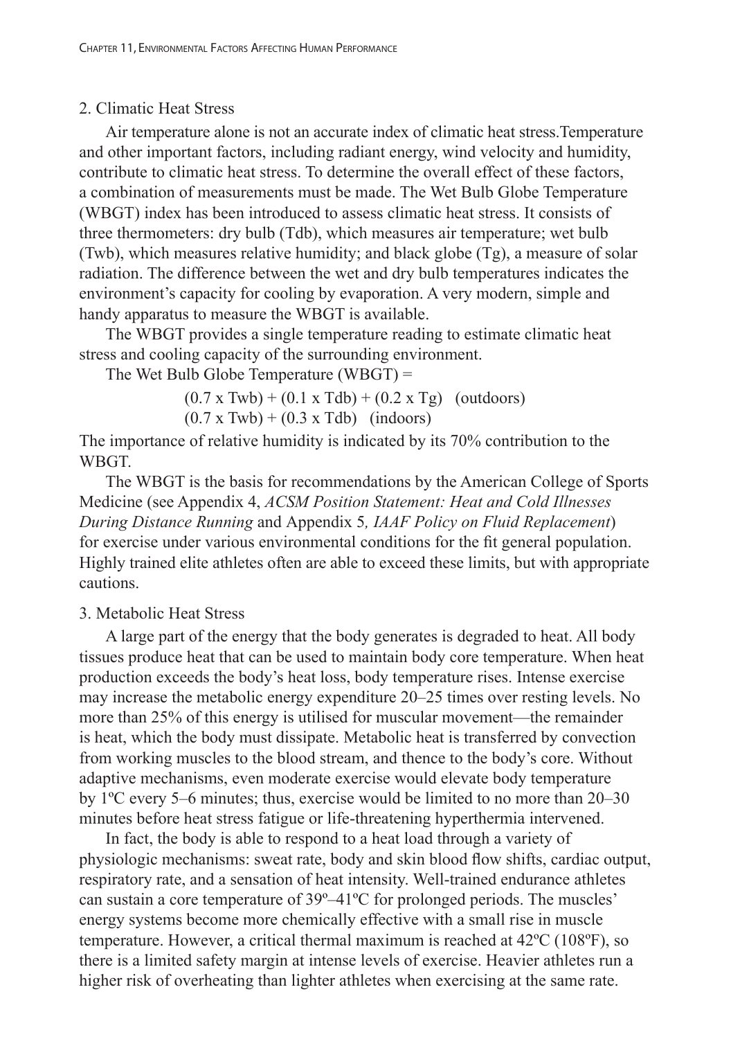## 2. Climatic Heat Stress

Air temperature alone is not an accurate index of climatic heat stress.Temperature and other important factors, including radiant energy, wind velocity and humidity, contribute to climatic heat stress. To determine the overall effect of these factors, a combination of measurements must be made. The Wet Bulb Globe Temperature (WBGT) index has been introduced to assess climatic heat stress. It consists of three thermometers: dry bulb (Tdb), which measures air temperature; wet bulb (Twb), which measures relative humidity; and black globe (Tg), a measure of solar radiation. The difference between the wet and dry bulb temperatures indicates the environment's capacity for cooling by evaporation. A very modern, simple and handy apparatus to measure the WBGT is available.

The WBGT provides a single temperature reading to estimate climatic heat stress and cooling capacity of the surrounding environment.

The Wet Bulb Globe Temperature (WBGT) =

$$(0.7 \times Twb) + (0.1 \times Tdb) + (0.2 \times Tg) \quad \text{(outdoors)}$$

$$(0.7 \times Twb) + (0.3 \times Tdb) \quad \text{(indoors)}$$

The importance of relative humidity is indicated by its 70% contribution to the WBGT.

The WBGT is the basis for recommendations by the American College of Sports Medicine (see Appendix 4, *ACSM Position Statement: Heat and Cold Illnesses During Distance Running* and Appendix 5*, IAAF Policy on Fluid Replacement*) for exercise under various environmental conditions for the fit general population. Highly trained elite athletes often are able to exceed these limits, but with appropriate cautions.

## 3. Metabolic Heat Stress

A large part of the energy that the body generates is degraded to heat. All body tissues produce heat that can be used to maintain body core temperature. When heat production exceeds the body's heat loss, body temperature rises. Intense exercise may increase the metabolic energy expenditure 20–25 times over resting levels. No more than 25% of this energy is utilised for muscular movement—the remainder is heat, which the body must dissipate. Metabolic heat is transferred by convection from working muscles to the blood stream, and thence to the body's core. Without adaptive mechanisms, even moderate exercise would elevate body temperature by 1ºC every 5–6 minutes; thus, exercise would be limited to no more than 20–30 minutes before heat stress fatigue or life-threatening hyperthermia intervened.

In fact, the body is able to respond to a heat load through a variety of physiologic mechanisms: sweat rate, body and skin blood flow shifts, cardiac output, respiratory rate, and a sensation of heat intensity. Well-trained endurance athletes can sustain a core temperature of 39º–41ºC for prolonged periods. The muscles' energy systems become more chemically effective with a small rise in muscle temperature. However, a critical thermal maximum is reached at 42ºC (108ºF), so there is a limited safety margin at intense levels of exercise. Heavier athletes run a higher risk of overheating than lighter athletes when exercising at the same rate.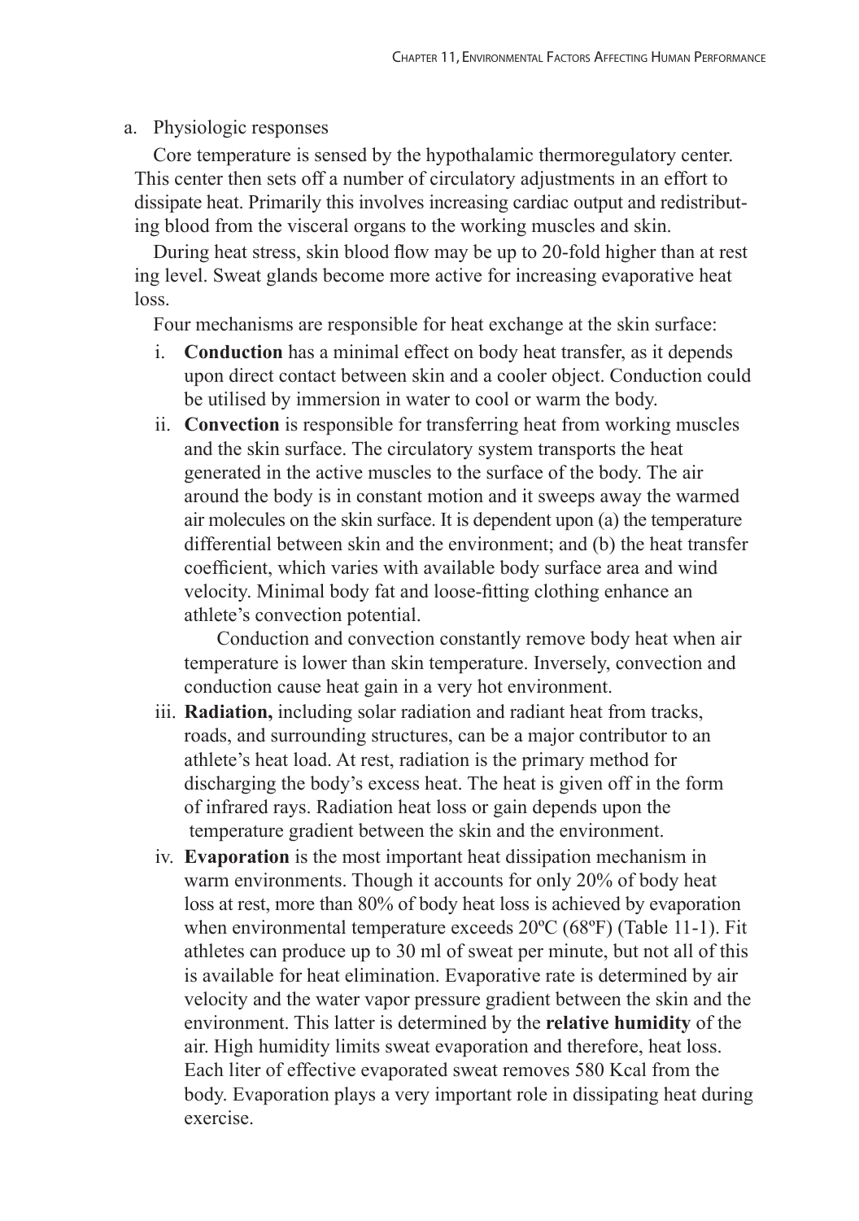a. Physiologic responses

Core temperature is sensed by the hypothalamic thermoregulatory center. This center then sets off a number of circulatory adjustments in an effort to dissipate heat. Primarily this involves increasing cardiac output and redistributing blood from the visceral organs to the working muscles and skin.

During heat stress, skin blood flow may be up to 20-fold higher than at rest ing level. Sweat glands become more active for increasing evaporative heat loss.

Four mechanisms are responsible for heat exchange at the skin surface:

i. **Conduction** has a minimal effect on body heat transfer, as it depends upon direct contact between skin and a cooler object. Conduction could be utilised by immersion in water to cool or warm the body.

ii. **Convection** is responsible for transferring heat from working muscles and the skin surface. The circulatory system transports the heat generated in the active muscles to the surface of the body. The air around the body is in constant motion and it sweeps away the warmed air molecules on the skin surface. It is dependent upon (a) the temperature differential between skin and the environment; and (b) the heat transfer coefficient, which varies with available body surface area and wind velocity. Minimal body fat and loose-fitting clothing enhance an athlete's convection potential.

    Conduction and convection constantly remove body heat when air temperature is lower than skin temperature. Inversely, convection and conduction cause heat gain in a very hot environment.

iii. **Radiation,** including solar radiation and radiant heat from tracks, roads, and surrounding structures, can be a major contributor to an athlete's heat load. At rest, radiation is the primary method for discharging the body's excess heat. The heat is given off in the form of infrared rays. Radiation heat loss or gain depends upon the temperature gradient between the skin and the environment.

iv. **Evaporation** is the most important heat dissipation mechanism in warm environments. Though it accounts for only 20% of body heat loss at rest, more than 80% of body heat loss is achieved by evaporation when environmental temperature exceeds 20ºC (68ºF) (Table 11-1). Fit athletes can produce up to 30 ml of sweat per minute, but not all of this is available for heat elimination. Evaporative rate is determined by air velocity and the water vapor pressure gradient between the skin and the environment. This latter is determined by the **relative humidity** of the air. High humidity limits sweat evaporation and therefore, heat loss. Each liter of effective evaporated sweat removes 580 Kcal from the body. Evaporation plays a very important role in dissipating heat during exercise.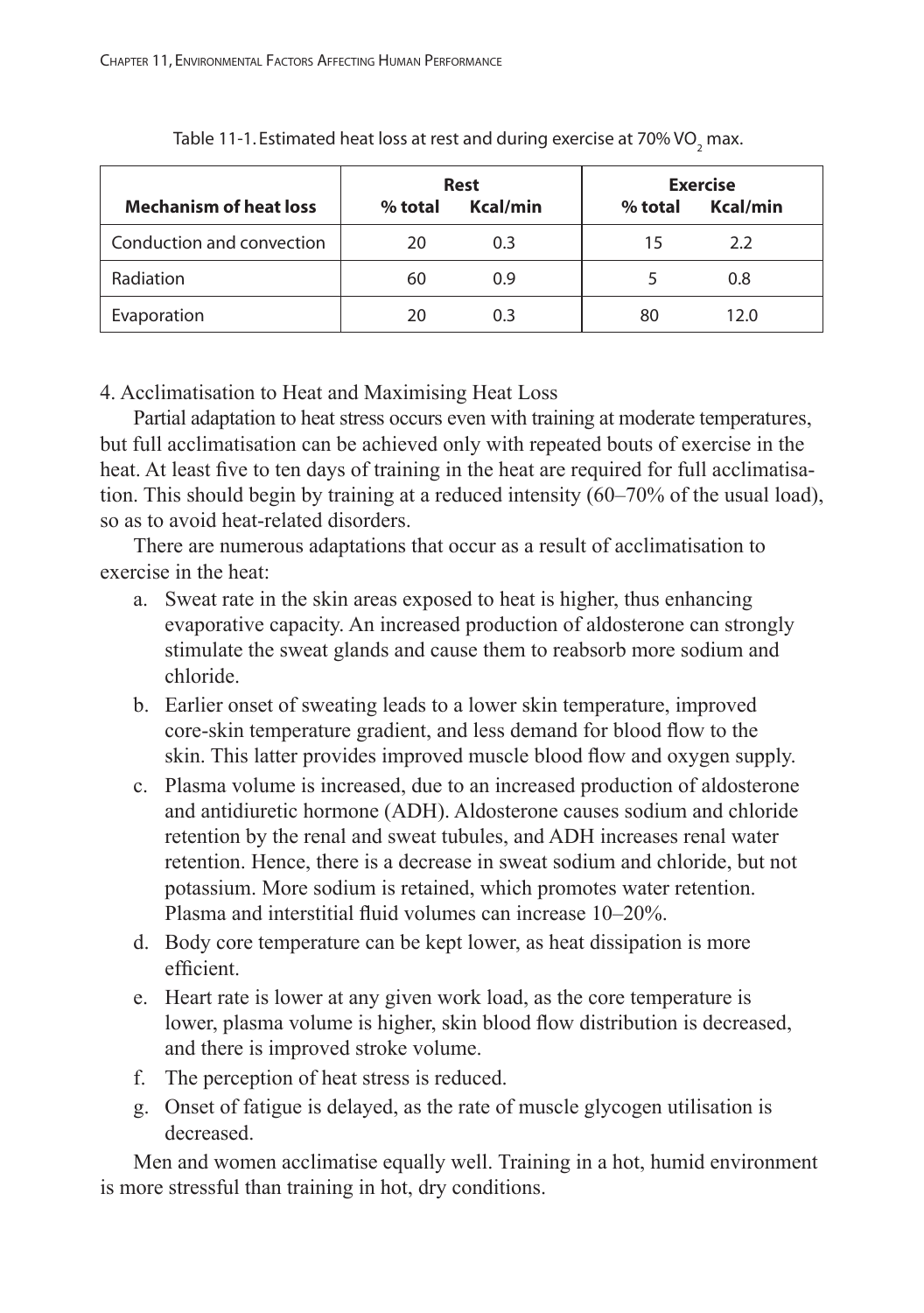Table 11-1. Estimated heat loss at rest and during exercise at 70% $VO_2$ max.

| Mechanism of heat loss | Rest | | Exercise | |
|---|---|---|---|---|
| | % total | Kcal/min | % total | Kcal/min |
| Conduction and convection | 20 | 0.3 | 15 | 2.2 |
| Radiation | 60 | 0.9 | 5 | 0.8 |
| Evaporation | 20 | 0.3 | 80 | 12.0 |

4. Acclimatisation to Heat and Maximising Heat Loss

Partial adaptation to heat stress occurs even with training at moderate temperatures, but full acclimatisation can be achieved only with repeated bouts of exercise in the heat. At least five to ten days of training in the heat are required for full acclimatisation. This should begin by training at a reduced intensity (60–70% of the usual load), so as to avoid heat-related disorders.

There are numerous adaptations that occur as a result of acclimatisation to exercise in the heat:

a. Sweat rate in the skin areas exposed to heat is higher, thus enhancing evaporative capacity. An increased production of aldosterone can strongly stimulate the sweat glands and cause them to reabsorb more sodium and chloride.
b. Earlier onset of sweating leads to a lower skin temperature, improved core-skin temperature gradient, and less demand for blood flow to the skin. This latter provides improved muscle blood flow and oxygen supply.
c. Plasma volume is increased, due to an increased production of aldosterone and antidiuretic hormone (ADH). Aldosterone causes sodium and chloride retention by the renal and sweat tubules, and ADH increases renal water retention. Hence, there is a decrease in sweat sodium and chloride, but not potassium. More sodium is retained, which promotes water retention. Plasma and interstitial fluid volumes can increase 10–20%.
d. Body core temperature can be kept lower, as heat dissipation is more efficient.
e. Heart rate is lower at any given work load, as the core temperature is lower, plasma volume is higher, skin blood flow distribution is decreased, and there is improved stroke volume.
f. The perception of heat stress is reduced.
g. Onset of fatigue is delayed, as the rate of muscle glycogen utilisation is decreased.

Men and women acclimatise equally well. Training in a hot, humid environment is more stressful than training in hot, dry conditions.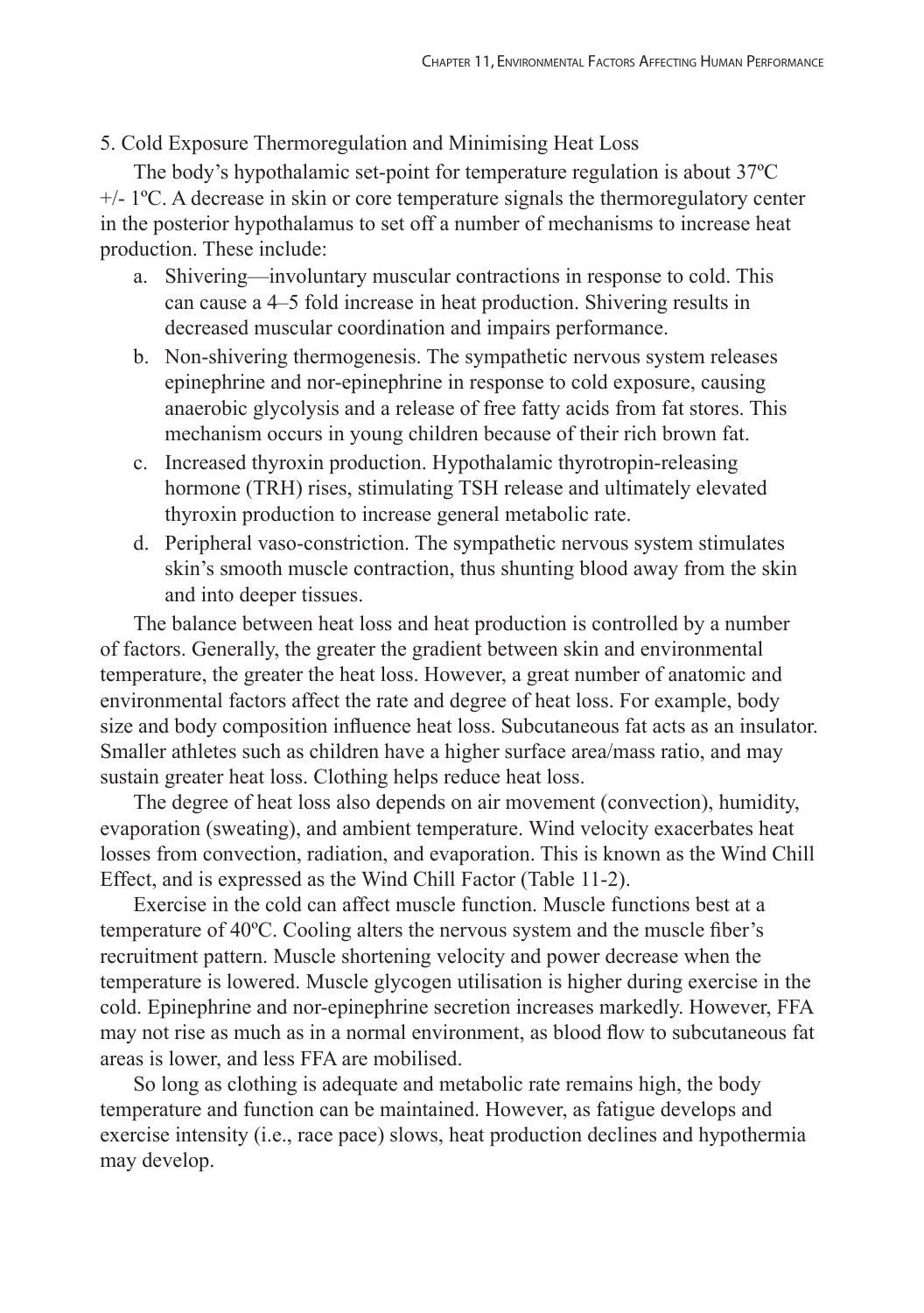## 5. Cold Exposure Thermoregulation and Minimising Heat Loss

The body's hypothalamic set-point for temperature regulation is about 37ºC +/- 1ºC. A decrease in skin or core temperature signals the thermoregulatory center in the posterior hypothalamus to set off a number of mechanisms to increase heat production. These include:

a. Shivering—involuntary muscular contractions in response to cold. This can cause a 4–5 fold increase in heat production. Shivering results in decreased muscular coordination and impairs performance.
b. Non-shivering thermogenesis. The sympathetic nervous system releases epinephrine and nor-epinephrine in response to cold exposure, causing anaerobic glycolysis and a release of free fatty acids from fat stores. This mechanism occurs in young children because of their rich brown fat.
c. Increased thyroxin production. Hypothalamic thyrotropin-releasing hormone (TRH) rises, stimulating TSH release and ultimately elevated thyroxin production to increase general metabolic rate.
d. Peripheral vaso-constriction. The sympathetic nervous system stimulates skin's smooth muscle contraction, thus shunting blood away from the skin and into deeper tissues.

The balance between heat loss and heat production is controlled by a number of factors. Generally, the greater the gradient between skin and environmental temperature, the greater the heat loss. However, a great number of anatomic and environmental factors affect the rate and degree of heat loss. For example, body size and body composition influence heat loss. Subcutaneous fat acts as an insulator. Smaller athletes such as children have a higher surface area/mass ratio, and may sustain greater heat loss. Clothing helps reduce heat loss.

The degree of heat loss also depends on air movement (convection), humidity, evaporation (sweating), and ambient temperature. Wind velocity exacerbates heat losses from convection, radiation, and evaporation. This is known as the Wind Chill Effect, and is expressed as the Wind Chill Factor (Table 11-2).

Exercise in the cold can affect muscle function. Muscle functions best at a temperature of 40ºC. Cooling alters the nervous system and the muscle fiber's recruitment pattern. Muscle shortening velocity and power decrease when the temperature is lowered. Muscle glycogen utilisation is higher during exercise in the cold. Epinephrine and nor-epinephrine secretion increases markedly. However, FFA may not rise as much as in a normal environment, as blood flow to subcutaneous fat areas is lower, and less FFA are mobilised.

So long as clothing is adequate and metabolic rate remains high, the body temperature and function can be maintained. However, as fatigue develops and exercise intensity (i.e., race pace) slows, heat production declines and hypothermia may develop.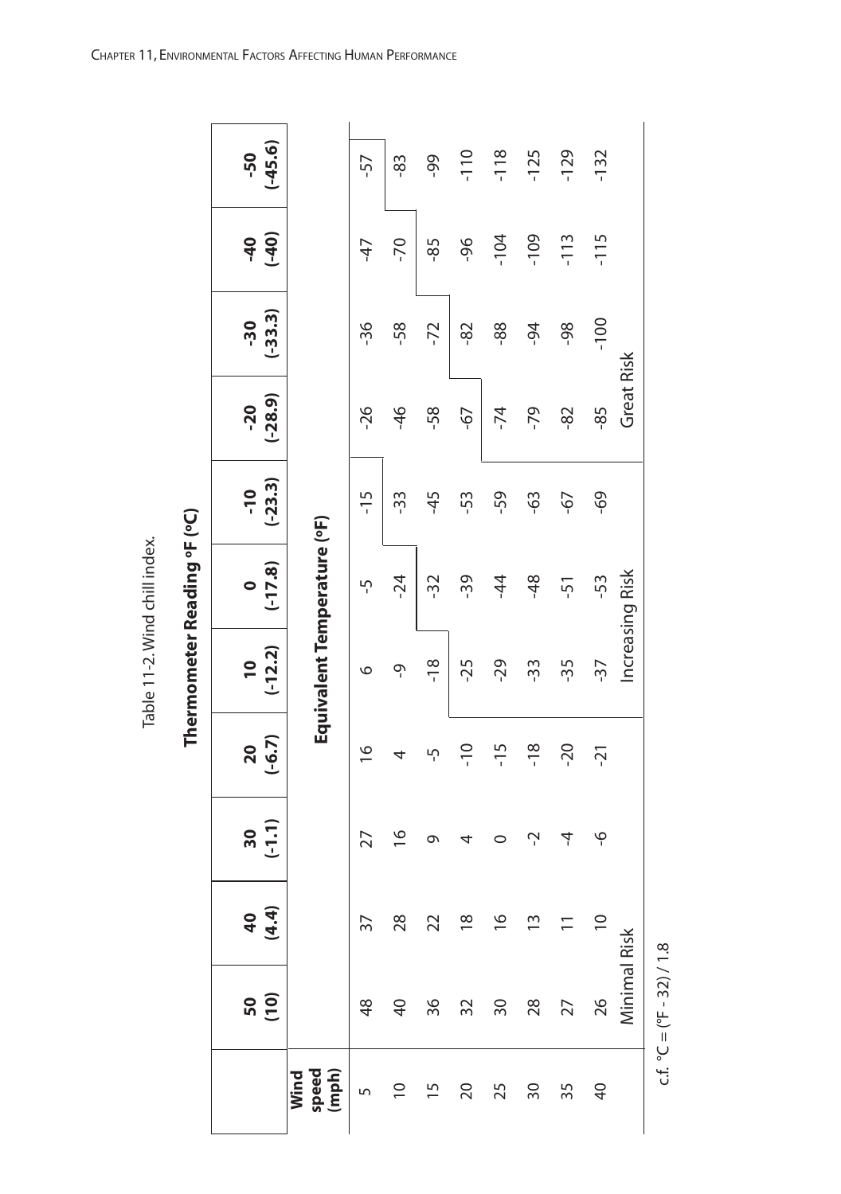Table 11-2. Wind chill index.

| | **Thermometer Reading °F (°C)** | | | | | | | | | |
|---|---|---|---|---|---|---|---|---|---|---|
| | **50 (10)** | **40 (4.4)** | **30 (-1.1)** | **20 (-6.7)** | **10 (-12.2)** | **0 (-17.8)** | **-10 (-23.3)** | **-20 (-28.9)** | **-30 (-33.3)** | **-40 (-40)** | **-50 (-45.6)** |
| **Wind speed (mph)** | **Equivalent Temperature (°F)** | | | | | | | | | | |
| 5 | 48 | 37 | 27 | 16 | 6 | -5 | -15 | -26 | -36 | -47 | -57 |
| 10 | 40 | 28 | 16 | 4 | -9 | -24 | -33 | -46 | -58 | -70 | -83 |
| 15 | 36 | 22 | 9 | -5 | -18 | -32 | -45 | -58 | -72 | -85 | -99 |
| 20 | 32 | 18 | 4 | -10 | -25 | -39 | -53 | -67 | -82 | -96 | -110 |
| 25 | 30 | 16 | 0 | -15 | -29 | -44 | -59 | -74 | -88 | -104 | -118 |
| 30 | 28 | 13 | -2 | -18 | -33 | -48 | -63 | -79 | -94 | -109 | -125 |
| 35 | 27 | 11 | -4 | -20 | -35 | -51 | -67 | -82 | -98 | -113 | -129 |
| 40 | 26 | 10 | -6 | -21 | -37 | -53 | -69 | -85 | -100 | -115 | -132 |
| | Minimal Risk | | | | Increasing Risk | | | Great Risk | | | |

c.f. °C = (°F - 32) / 1.8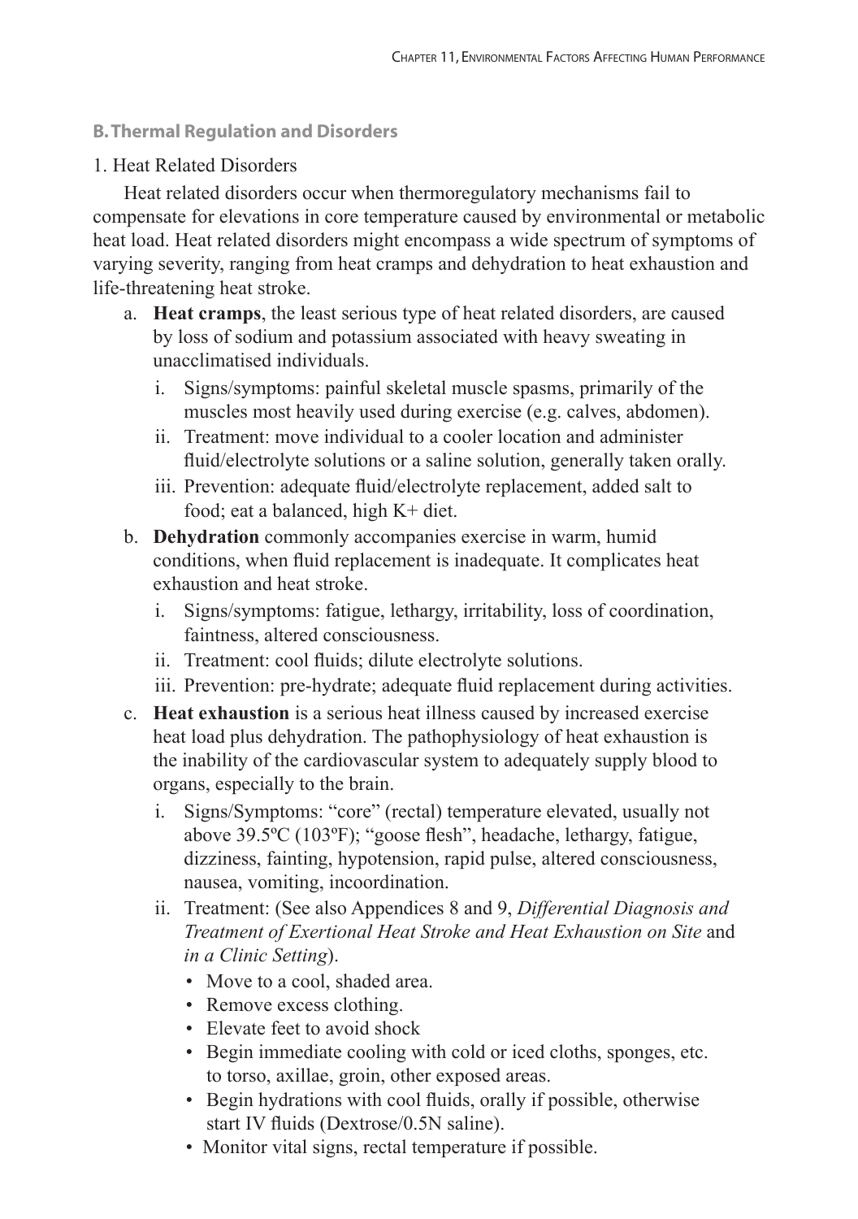## B. Thermal Regulation and Disorders

1. Heat Related Disorders

Heat related disorders occur when thermoregulatory mechanisms fail to compensate for elevations in core temperature caused by environmental or metabolic heat load. Heat related disorders might encompass a wide spectrum of symptoms of varying severity, ranging from heat cramps and dehydration to heat exhaustion and life-threatening heat stroke.

a. **Heat cramps**, the least serious type of heat related disorders, are caused by loss of sodium and potassium associated with heavy sweating in unacclimatised individuals.
   i. Signs/symptoms: painful skeletal muscle spasms, primarily of the muscles most heavily used during exercise (e.g. calves, abdomen).
   ii. Treatment: move individual to a cooler location and administer fluid/electrolyte solutions or a saline solution, generally taken orally.
   iii. Prevention: adequate fluid/electrolyte replacement, added salt to food; eat a balanced, high K+ diet.

b. **Dehydration** commonly accompanies exercise in warm, humid conditions, when fluid replacement is inadequate. It complicates heat exhaustion and heat stroke.
   i. Signs/symptoms: fatigue, lethargy, irritability, loss of coordination, faintness, altered consciousness.
   ii. Treatment: cool fluids; dilute electrolyte solutions.
   iii. Prevention: pre-hydrate; adequate fluid replacement during activities.

c. **Heat exhaustion** is a serious heat illness caused by increased exercise heat load plus dehydration. The pathophysiology of heat exhaustion is the inability of the cardiovascular system to adequately supply blood to organs, especially to the brain.
   i. Signs/Symptoms: "core" (rectal) temperature elevated, usually not above 39.5ºC (103ºF); "goose flesh", headache, lethargy, fatigue, dizziness, fainting, hypotension, rapid pulse, altered consciousness, nausea, vomiting, incoordination.
   ii. Treatment: (See also Appendices 8 and 9, *Differential Diagnosis and Treatment of Exertional Heat Stroke and Heat Exhaustion on Site* and *in a Clinic Setting*).
      - Move to a cool, shaded area.
      - Remove excess clothing.
      - Elevate feet to avoid shock
      - Begin immediate cooling with cold or iced cloths, sponges, etc. to torso, axillae, groin, other exposed areas.
      - Begin hydrations with cool fluids, orally if possible, otherwise start IV fluids (Dextrose/0.5N saline).
      - Monitor vital signs, rectal temperature if possible.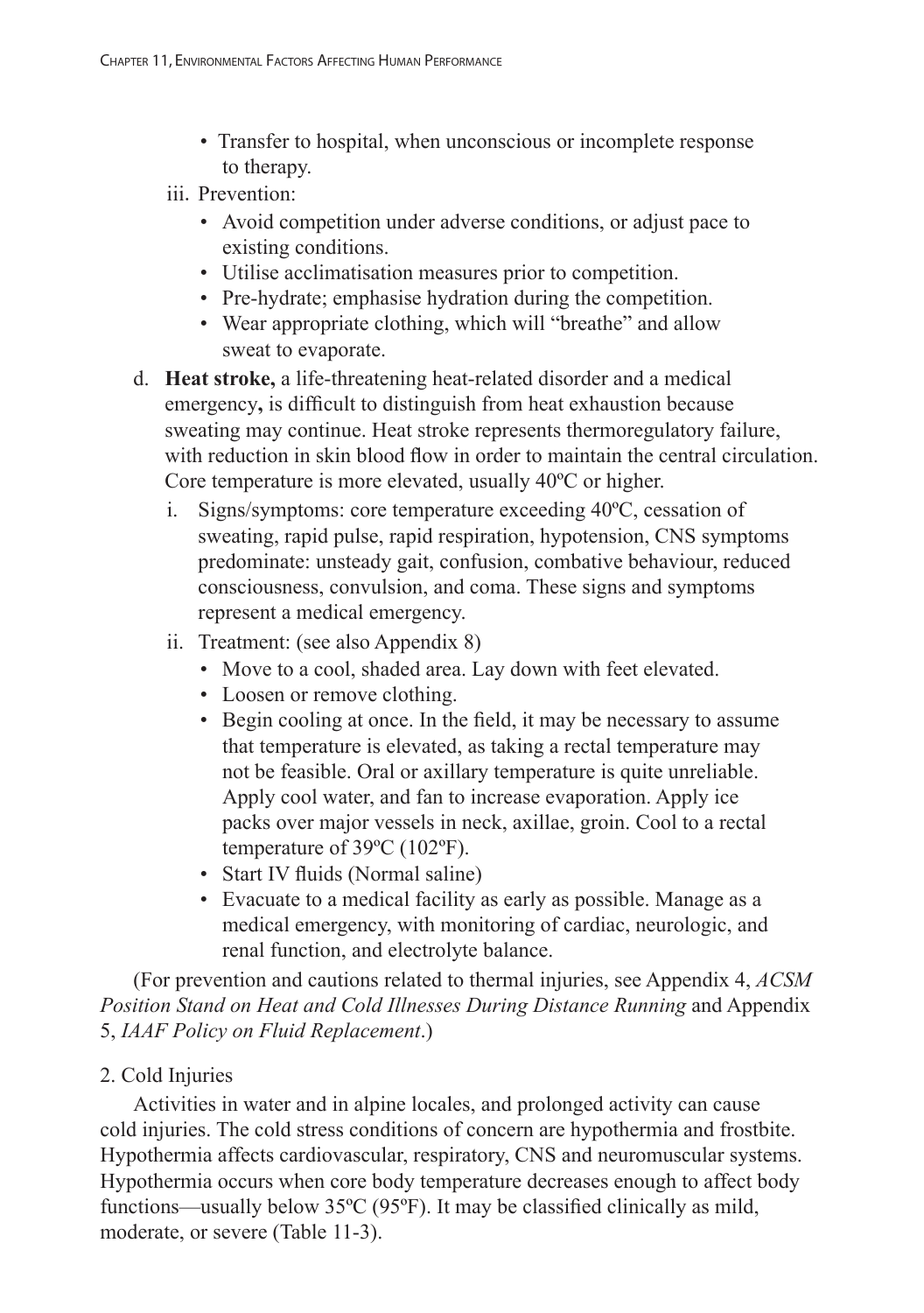- Transfer to hospital, when unconscious or incomplete response to therapy.

iii. Prevention:

- Avoid competition under adverse conditions, or adjust pace to existing conditions.
- Utilise acclimatisation measures prior to competition.
- Pre-hydrate; emphasise hydration during the competition.
- Wear appropriate clothing, which will "breathe" and allow sweat to evaporate.

d. **Heat stroke,** a life-threatening heat-related disorder and a medical emergency**,** is difficult to distinguish from heat exhaustion because sweating may continue. Heat stroke represents thermoregulatory failure, with reduction in skin blood flow in order to maintain the central circulation. Core temperature is more elevated, usually 40ºC or higher.

i. Signs/symptoms: core temperature exceeding 40ºC, cessation of sweating, rapid pulse, rapid respiration, hypotension, CNS symptoms predominate: unsteady gait, confusion, combative behaviour, reduced consciousness, convulsion, and coma. These signs and symptoms represent a medical emergency.

ii. Treatment: (see also Appendix 8)

- Move to a cool, shaded area. Lay down with feet elevated.
- Loosen or remove clothing.
- Begin cooling at once. In the field, it may be necessary to assume that temperature is elevated, as taking a rectal temperature may not be feasible. Oral or axillary temperature is quite unreliable. Apply cool water, and fan to increase evaporation. Apply ice packs over major vessels in neck, axillae, groin. Cool to a rectal temperature of 39ºC (102ºF).
- Start IV fluids (Normal saline)
- Evacuate to a medical facility as early as possible. Manage as a medical emergency, with monitoring of cardiac, neurologic, and renal function, and electrolyte balance.

(For prevention and cautions related to thermal injuries, see Appendix 4, *ACSM Position Stand on Heat and Cold Illnesses During Distance Running* and Appendix 5, *IAAF Policy on Fluid Replacement*.)

2. Cold Injuries

Activities in water and in alpine locales, and prolonged activity can cause cold injuries. The cold stress conditions of concern are hypothermia and frostbite. Hypothermia affects cardiovascular, respiratory, CNS and neuromuscular systems. Hypothermia occurs when core body temperature decreases enough to affect body functions—usually below 35ºC (95ºF). It may be classified clinically as mild, moderate, or severe (Table 11-3).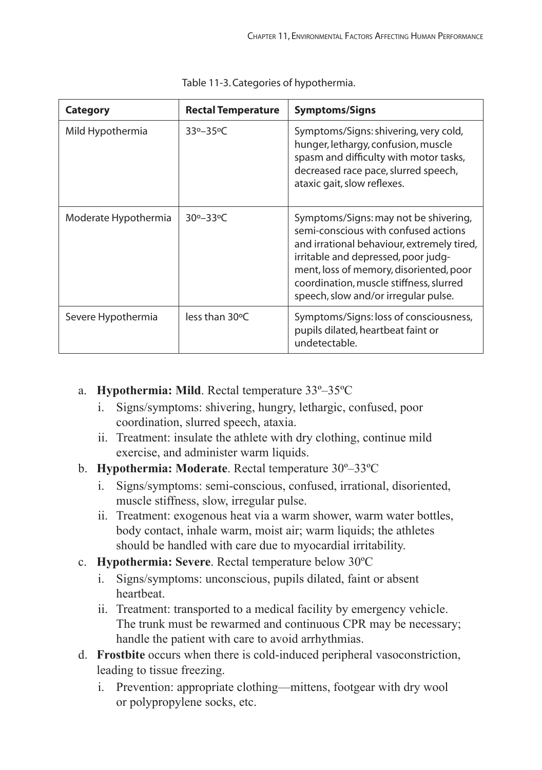Table 11-3. Categories of hypothermia.

| Category | Rectal Temperature | Symptoms/Signs |
| --- | --- | --- |
| Mild Hypothermia | 33º–35ºC | Symptoms/Signs: shivering, very cold, hunger, lethargy, confusion, muscle spasm and difficulty with motor tasks, decreased race pace, slurred speech, ataxic gait, slow reflexes. |
| Moderate Hypothermia | 30º–33ºC | Symptoms/Signs: may not be shivering, semi-conscious with confused actions and irrational behaviour, extremely tired, irritable and depressed, poor judgment, loss of memory, disoriented, poor coordination, muscle stiffness, slurred speech, slow and/or irregular pulse. |
| Severe Hypothermia | less than 30ºC | Symptoms/Signs: loss of consciousness, pupils dilated, heartbeat faint or undetectable. |

a. **Hypothermia: Mild**. Rectal temperature 33º–35ºC
   i. Signs/symptoms: shivering, hungry, lethargic, confused, poor coordination, slurred speech, ataxia.
   ii. Treatment: insulate the athlete with dry clothing, continue mild exercise, and administer warm liquids.

b. **Hypothermia: Moderate**. Rectal temperature 30º–33ºC
   i. Signs/symptoms: semi-conscious, confused, irrational, disoriented, muscle stiffness, slow, irregular pulse.
   ii. Treatment: exogenous heat via a warm shower, warm water bottles, body contact, inhale warm, moist air; warm liquids; the athletes should be handled with care due to myocardial irritability.

c. **Hypothermia: Severe**. Rectal temperature below 30ºC
   i. Signs/symptoms: unconscious, pupils dilated, faint or absent heartbeat.
   ii. Treatment: transported to a medical facility by emergency vehicle. The trunk must be rewarmed and continuous CPR may be necessary; handle the patient with care to avoid arrhythmias.

d. **Frostbite** occurs when there is cold-induced peripheral vasoconstriction, leading to tissue freezing.
   i. Prevention: appropriate clothing—mittens, footgear with dry wool or polypropylene socks, etc.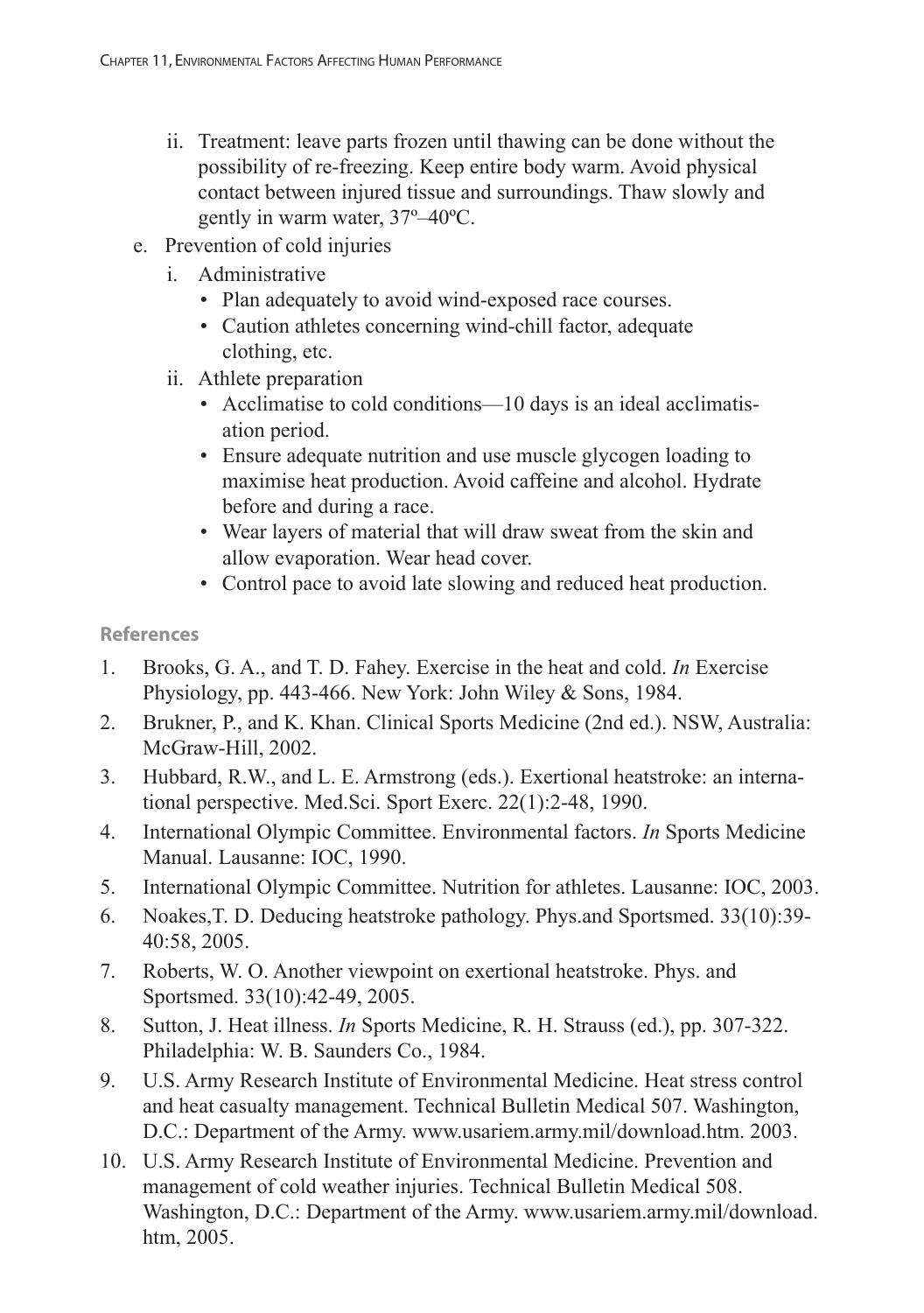ii. Treatment: leave parts frozen until thawing can be done without the possibility of re-freezing. Keep entire body warm. Avoid physical contact between injured tissue and surroundings. Thaw slowly and gently in warm water, 37º–40ºC.

e. Prevention of cold injuries

   i. Administrative
      - Plan adequately to avoid wind-exposed race courses.
      - Caution athletes concerning wind-chill factor, adequate clothing, etc.

   ii. Athlete preparation
      - Acclimatise to cold conditions—10 days is an ideal acclimatisation period.
      - Ensure adequate nutrition and use muscle glycogen loading to maximise heat production. Avoid caffeine and alcohol. Hydrate before and during a race.
      - Wear layers of material that will draw sweat from the skin and allow evaporation. Wear head cover.
      - Control pace to avoid late slowing and reduced heat production.

### References

1. Brooks, G. A., and T. D. Fahey. Exercise in the heat and cold. *In* Exercise Physiology, pp. 443-466. New York: John Wiley & Sons, 1984.
2. Brukner, P., and K. Khan. Clinical Sports Medicine (2nd ed.). NSW, Australia: McGraw-Hill, 2002.
3. Hubbard, R.W., and L. E. Armstrong (eds.). Exertional heatstroke: an international perspective. Med.Sci. Sport Exerc. 22(1):2-48, 1990.
4. International Olympic Committee. Environmental factors. *In* Sports Medicine Manual. Lausanne: IOC, 1990.
5. International Olympic Committee. Nutrition for athletes. Lausanne: IOC, 2003.
6. Noakes,T. D. Deducing heatstroke pathology. Phys.and Sportsmed. 33(10):39-40:58, 2005.
7. Roberts, W. O. Another viewpoint on exertional heatstroke. Phys. and Sportsmed. 33(10):42-49, 2005.
8. Sutton, J. Heat illness. *In* Sports Medicine, R. H. Strauss (ed.), pp. 307-322. Philadelphia: W. B. Saunders Co., 1984.
9. U.S. Army Research Institute of Environmental Medicine. Heat stress control and heat casualty management. Technical Bulletin Medical 507. Washington, D.C.: Department of the Army. www.usariem.army.mil/download.htm. 2003.
10. U.S. Army Research Institute of Environmental Medicine. Prevention and management of cold weather injuries. Technical Bulletin Medical 508. Washington, D.C.: Department of the Army. www.usariem.army.mil/download.htm, 2005.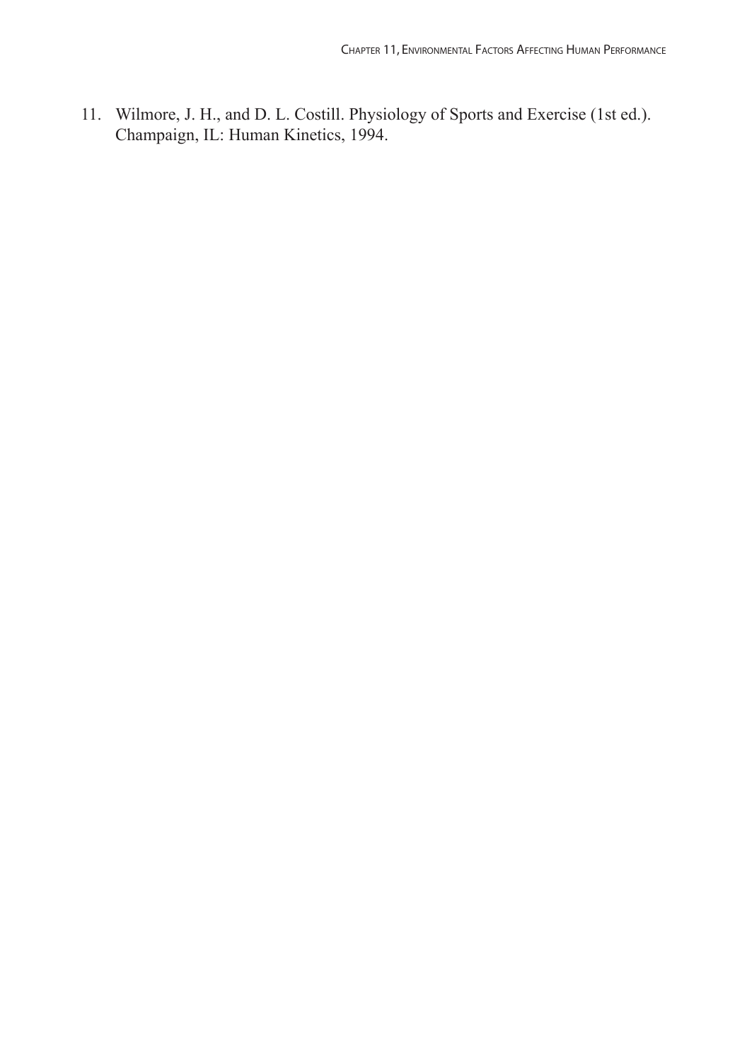11. Wilmore, J. H., and D. L. Costill. Physiology of Sports and Exercise (1st ed.). Champaign, IL: Human Kinetics, 1994.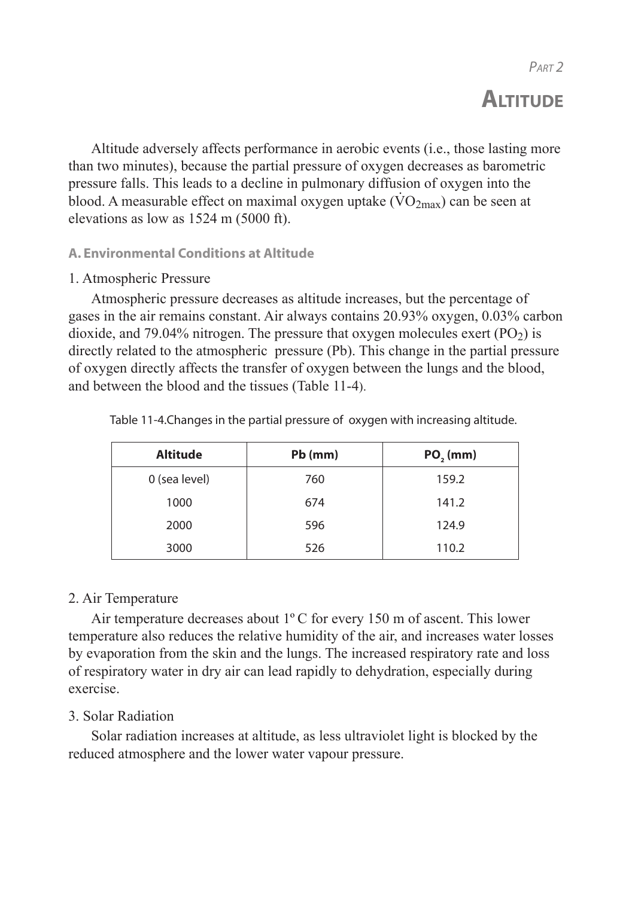*Part 2*

# Altitude

Altitude adversely affects performance in aerobic events (i.e., those lasting more than two minutes), because the partial pressure of oxygen decreases as barometric pressure falls. This leads to a decline in pulmonary diffusion of oxygen into the blood. A measurable effect on maximal oxygen uptake ($\dot{V}O_{2max}$) can be seen at elevations as low as 1524 m (5000 ft).

### A. Environmental Conditions at Altitude

1. Atmospheric Pressure

Atmospheric pressure decreases as altitude increases, but the percentage of gases in the air remains constant. Air always contains 20.93% oxygen, 0.03% carbon dioxide, and 79.04% nitrogen. The pressure that oxygen molecules exert ($PO_2$) is directly related to the atmospheric pressure (Pb). This change in the partial pressure of oxygen directly affects the transfer of oxygen between the lungs and the blood, and between the blood and the tissues (Table 11-4).

Table 11-4.Changes in the partial pressure of oxygen with increasing altitude.

| Altitude | Pb (mm) | $PO_2$ (mm) |
| --- | --- | --- |
| 0 (sea level) | 760 | 159.2 |
| 1000 | 674 | 141.2 |
| 2000 | 596 | 124.9 |
| 3000 | 526 | 110.2 |

2. Air Temperature

Air temperature decreases about 1º C for every 150 m of ascent. This lower temperature also reduces the relative humidity of the air, and increases water losses by evaporation from the skin and the lungs. The increased respiratory rate and loss of respiratory water in dry air can lead rapidly to dehydration, especially during exercise.

3. Solar Radiation

Solar radiation increases at altitude, as less ultraviolet light is blocked by the reduced atmosphere and the lower water vapour pressure.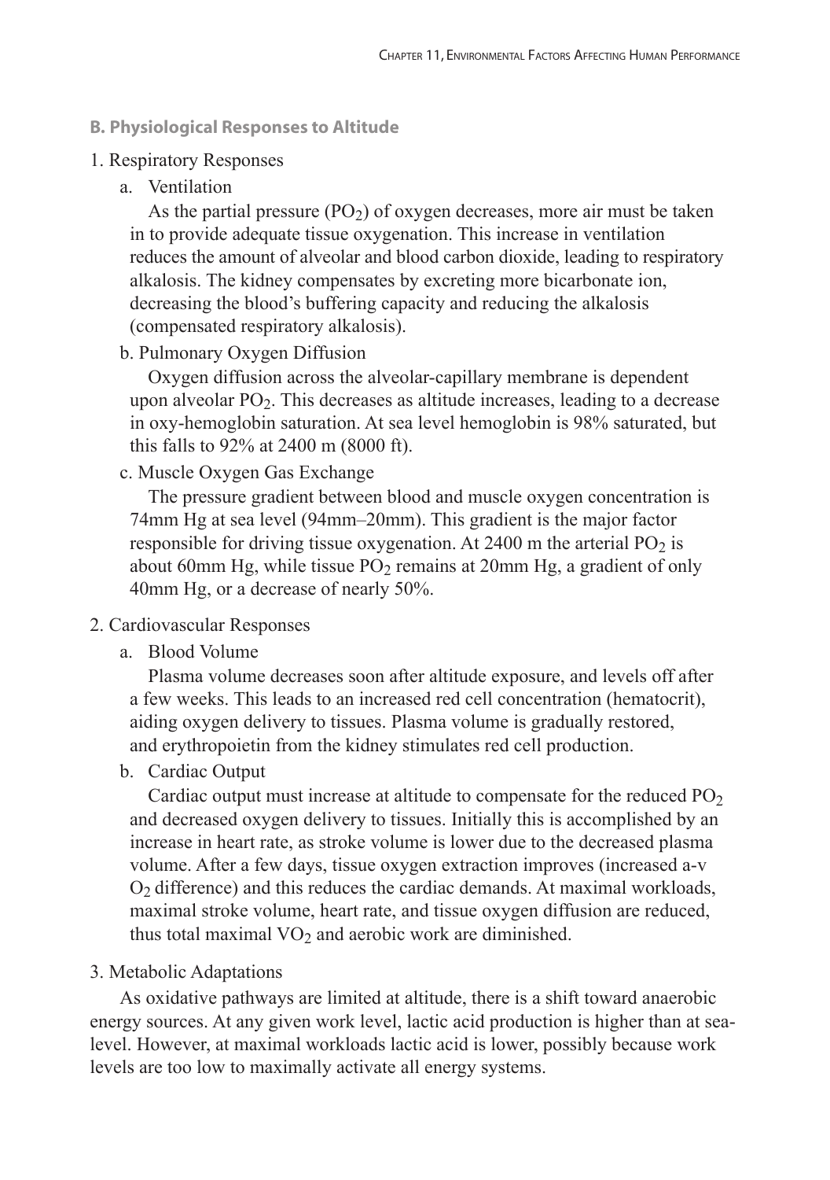### B. Physiological Responses to Altitude

1. Respiratory Responses

   a. Ventilation

   As the partial pressure ($PO_2$) of oxygen decreases, more air must be taken in to provide adequate tissue oxygenation. This increase in ventilation reduces the amount of alveolar and blood carbon dioxide, leading to respiratory alkalosis. The kidney compensates by excreting more bicarbonate ion, decreasing the blood's buffering capacity and reducing the alkalosis (compensated respiratory alkalosis).

   b. Pulmonary Oxygen Diffusion

   Oxygen diffusion across the alveolar-capillary membrane is dependent upon alveolar $PO_2$. This decreases as altitude increases, leading to a decrease in oxy-hemoglobin saturation. At sea level hemoglobin is 98% saturated, but this falls to 92% at 2400 m (8000 ft).

   c. Muscle Oxygen Gas Exchange

   The pressure gradient between blood and muscle oxygen concentration is 74mm Hg at sea level (94mm–20mm). This gradient is the major factor responsible for driving tissue oxygenation. At 2400 m the arterial $PO_2$ is about 60mm Hg, while tissue $PO_2$ remains at 20mm Hg, a gradient of only 40mm Hg, or a decrease of nearly 50%.

2. Cardiovascular Responses

   a. Blood Volume

   Plasma volume decreases soon after altitude exposure, and levels off after a few weeks. This leads to an increased red cell concentration (hematocrit), aiding oxygen delivery to tissues. Plasma volume is gradually restored, and erythropoietin from the kidney stimulates red cell production.

   b. Cardiac Output

   Cardiac output must increase at altitude to compensate for the reduced $PO_2$ and decreased oxygen delivery to tissues. Initially this is accomplished by an increase in heart rate, as stroke volume is lower due to the decreased plasma volume. After a few days, tissue oxygen extraction improves (increased a-v $O_2$ difference) and this reduces the cardiac demands. At maximal workloads, maximal stroke volume, heart rate, and tissue oxygen diffusion are reduced, thus total maximal $VO_2$ and aerobic work are diminished.

3. Metabolic Adaptations

As oxidative pathways are limited at altitude, there is a shift toward anaerobic energy sources. At any given work level, lactic acid production is higher than at sea-level. However, at maximal workloads lactic acid is lower, possibly because work levels are too low to maximally activate all energy systems.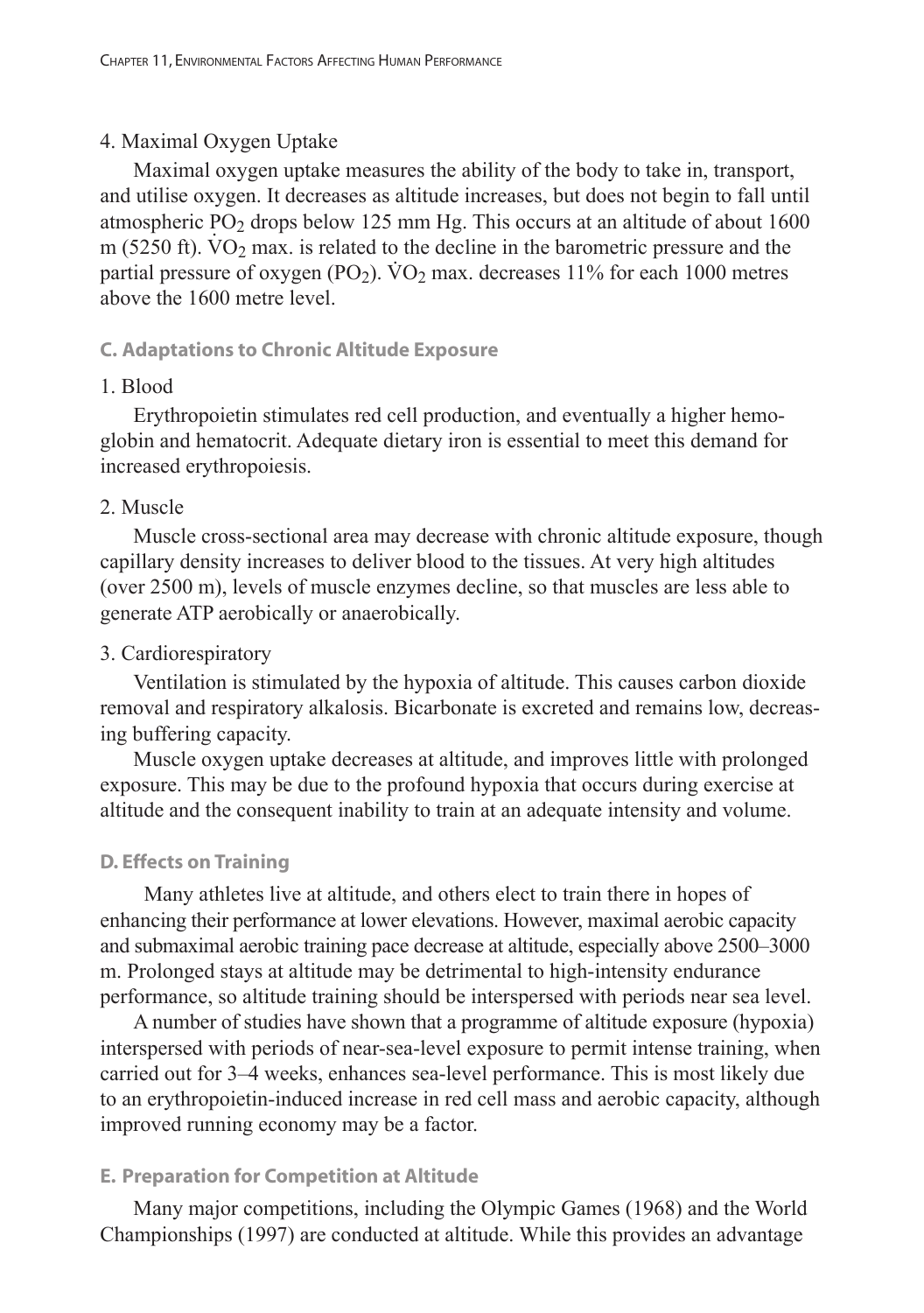4. Maximal Oxygen Uptake

Maximal oxygen uptake measures the ability of the body to take in, transport, and utilise oxygen. It decreases as altitude increases, but does not begin to fall until atmospheric $PO_2$ drops below 125 mm Hg. This occurs at an altitude of about 1600 m (5250 ft). $\dot{V}O_2$ max. is related to the decline in the barometric pressure and the partial pressure of oxygen ($PO_2$). $\dot{V}O_2$ max. decreases 11% for each 1000 metres above the 1600 metre level.

### C. Adaptations to Chronic Altitude Exposure

1. Blood

Erythropoietin stimulates red cell production, and eventually a higher hemoglobin and hematocrit. Adequate dietary iron is essential to meet this demand for increased erythropoiesis.

2. Muscle

Muscle cross-sectional area may decrease with chronic altitude exposure, though capillary density increases to deliver blood to the tissues. At very high altitudes (over 2500 m), levels of muscle enzymes decline, so that muscles are less able to generate ATP aerobically or anaerobically.

3. Cardiorespiratory

Ventilation is stimulated by the hypoxia of altitude. This causes carbon dioxide removal and respiratory alkalosis. Bicarbonate is excreted and remains low, decreasing buffering capacity.

Muscle oxygen uptake decreases at altitude, and improves little with prolonged exposure. This may be due to the profound hypoxia that occurs during exercise at altitude and the consequent inability to train at an adequate intensity and volume.

### D. Effects on Training

Many athletes live at altitude, and others elect to train there in hopes of enhancing their performance at lower elevations. However, maximal aerobic capacity and submaximal aerobic training pace decrease at altitude, especially above 2500–3000 m. Prolonged stays at altitude may be detrimental to high-intensity endurance performance, so altitude training should be interspersed with periods near sea level.

A number of studies have shown that a programme of altitude exposure (hypoxia) interspersed with periods of near-sea-level exposure to permit intense training, when carried out for 3–4 weeks, enhances sea-level performance. This is most likely due to an erythropoietin-induced increase in red cell mass and aerobic capacity, although improved running economy may be a factor.

### E. Preparation for Competition at Altitude

Many major competitions, including the Olympic Games (1968) and the World Championships (1997) are conducted at altitude. While this provides an advantage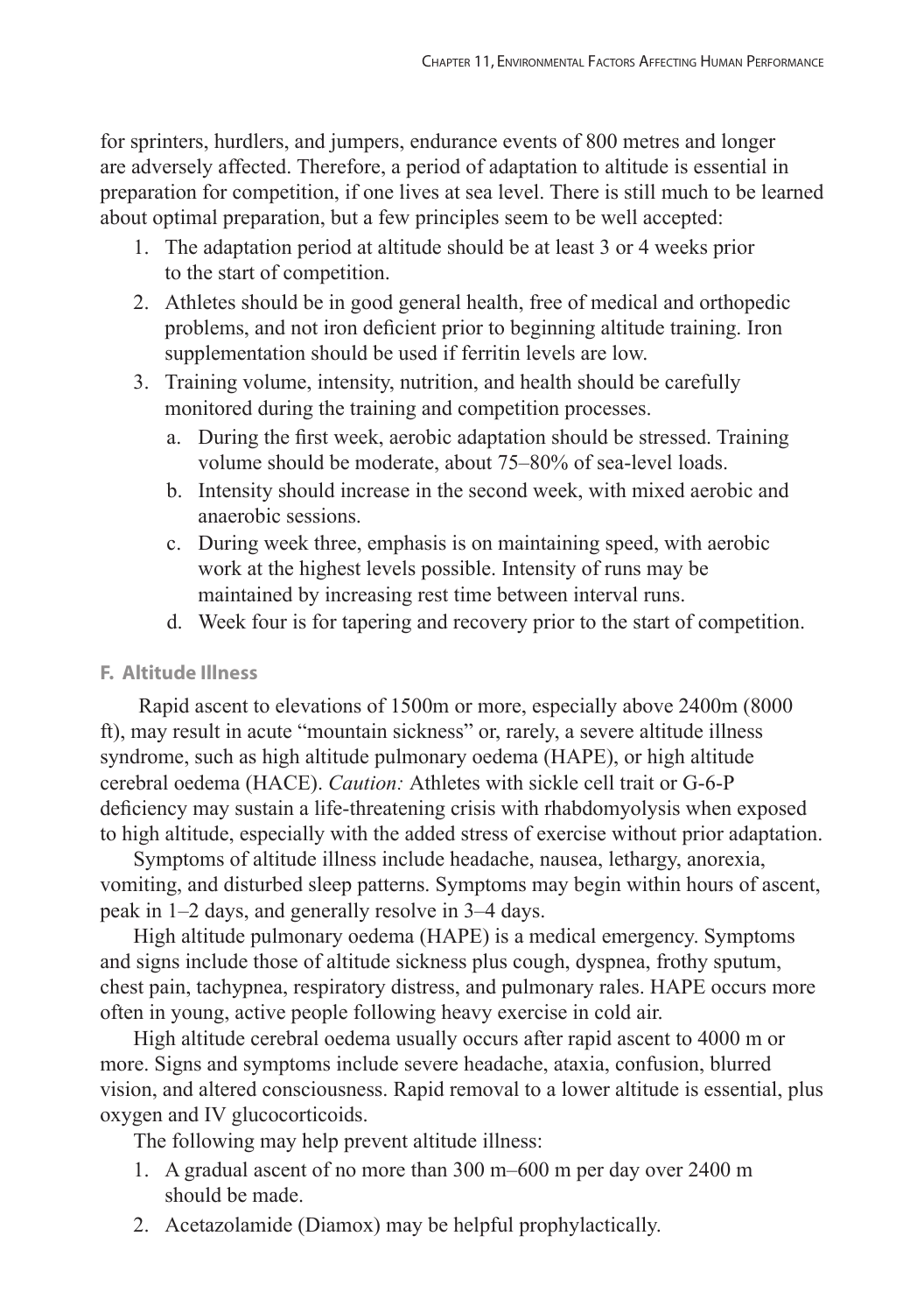for sprinters, hurdlers, and jumpers, endurance events of 800 metres and longer are adversely affected. Therefore, a period of adaptation to altitude is essential in preparation for competition, if one lives at sea level. There is still much to be learned about optimal preparation, but a few principles seem to be well accepted:

1. The adaptation period at altitude should be at least 3 or 4 weeks prior to the start of competition.
2. Athletes should be in good general health, free of medical and orthopedic problems, and not iron deficient prior to beginning altitude training. Iron supplementation should be used if ferritin levels are low.
3. Training volume, intensity, nutrition, and health should be carefully monitored during the training and competition processes.
   a. During the first week, aerobic adaptation should be stressed. Training volume should be moderate, about 75–80% of sea-level loads.
   b. Intensity should increase in the second week, with mixed aerobic and anaerobic sessions.
   c. During week three, emphasis is on maintaining speed, with aerobic work at the highest levels possible. Intensity of runs may be maintained by increasing rest time between interval runs.
   d. Week four is for tapering and recovery prior to the start of competition.

### F. Altitude Illness

Rapid ascent to elevations of 1500m or more, especially above 2400m (8000 ft), may result in acute "mountain sickness" or, rarely, a severe altitude illness syndrome, such as high altitude pulmonary oedema (HAPE), or high altitude cerebral oedema (HACE). *Caution:* Athletes with sickle cell trait or G-6-P deficiency may sustain a life-threatening crisis with rhabdomyolysis when exposed to high altitude, especially with the added stress of exercise without prior adaptation.

Symptoms of altitude illness include headache, nausea, lethargy, anorexia, vomiting, and disturbed sleep patterns. Symptoms may begin within hours of ascent, peak in 1–2 days, and generally resolve in 3–4 days.

High altitude pulmonary oedema (HAPE) is a medical emergency. Symptoms and signs include those of altitude sickness plus cough, dyspnea, frothy sputum, chest pain, tachypnea, respiratory distress, and pulmonary rales. HAPE occurs more often in young, active people following heavy exercise in cold air.

High altitude cerebral oedema usually occurs after rapid ascent to 4000 m or more. Signs and symptoms include severe headache, ataxia, confusion, blurred vision, and altered consciousness. Rapid removal to a lower altitude is essential, plus oxygen and IV glucocorticoids.

The following may help prevent altitude illness:

1. A gradual ascent of no more than 300 m–600 m per day over 2400 m should be made.
2. Acetazolamide (Diamox) may be helpful prophylactically.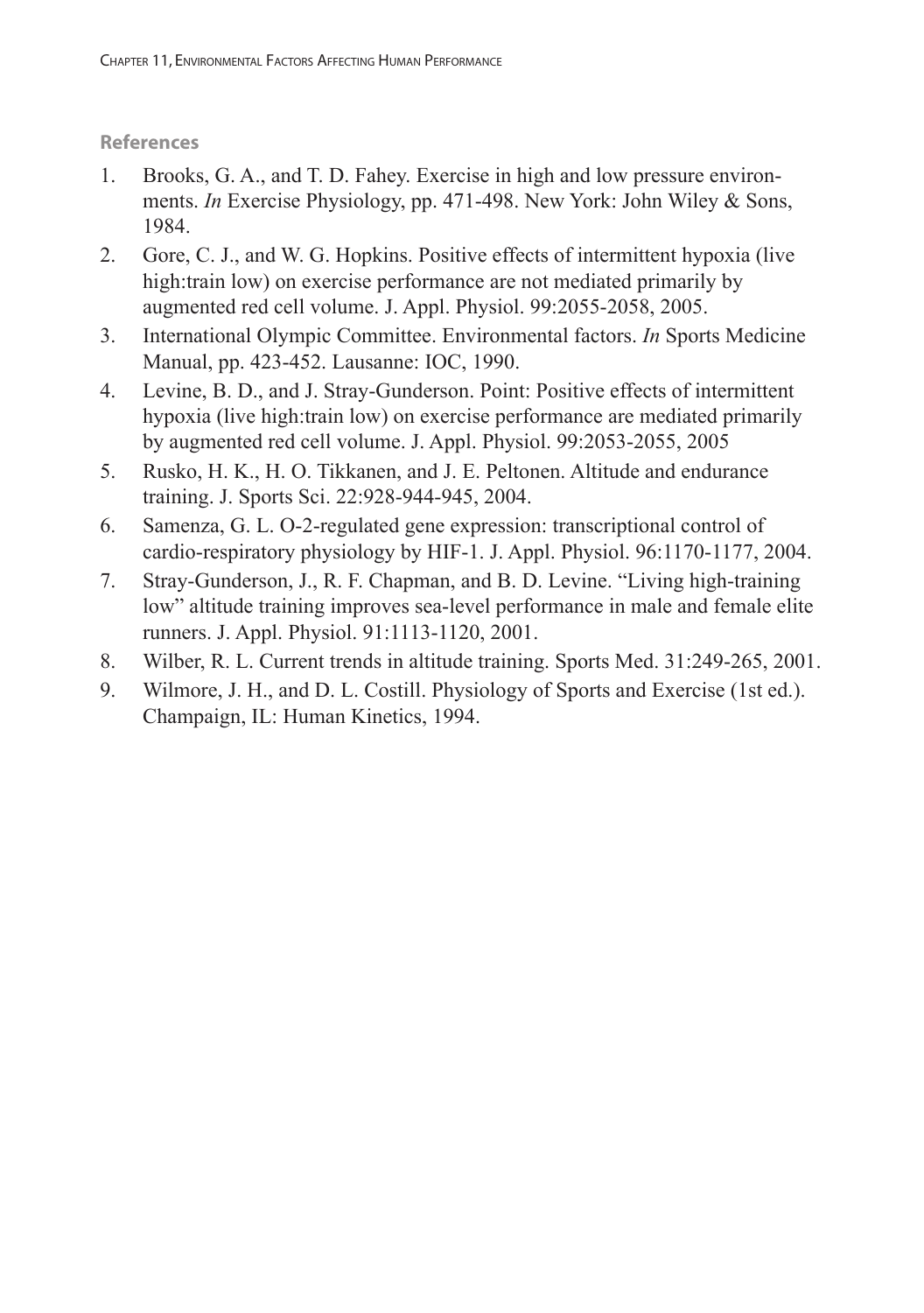**References**

1. Brooks, G. A., and T. D. Fahey. Exercise in high and low pressure environments. *In* Exercise Physiology, pp. 471-498. New York: John Wiley & Sons, 1984.
2. Gore, C. J., and W. G. Hopkins. Positive effects of intermittent hypoxia (live high:train low) on exercise performance are not mediated primarily by augmented red cell volume. J. Appl. Physiol. 99:2055-2058, 2005.
3. International Olympic Committee. Environmental factors. *In* Sports Medicine Manual, pp. 423-452. Lausanne: IOC, 1990.
4. Levine, B. D., and J. Stray-Gunderson. Point: Positive effects of intermittent hypoxia (live high:train low) on exercise performance are mediated primarily by augmented red cell volume. J. Appl. Physiol. 99:2053-2055, 2005
5. Rusko, H. K., H. O. Tikkanen, and J. E. Peltonen. Altitude and endurance training. J. Sports Sci. 22:928-944-945, 2004.
6. Samenza, G. L. O-2-regulated gene expression: transcriptional control of cardio-respiratory physiology by HIF-1. J. Appl. Physiol. 96:1170-1177, 2004.
7. Stray-Gunderson, J., R. F. Chapman, and B. D. Levine. "Living high-training low" altitude training improves sea-level performance in male and female elite runners. J. Appl. Physiol. 91:1113-1120, 2001.
8. Wilber, R. L. Current trends in altitude training. Sports Med. 31:249-265, 2001.
9. Wilmore, J. H., and D. L. Costill. Physiology of Sports and Exercise (1st ed.). Champaign, IL: Human Kinetics, 1994.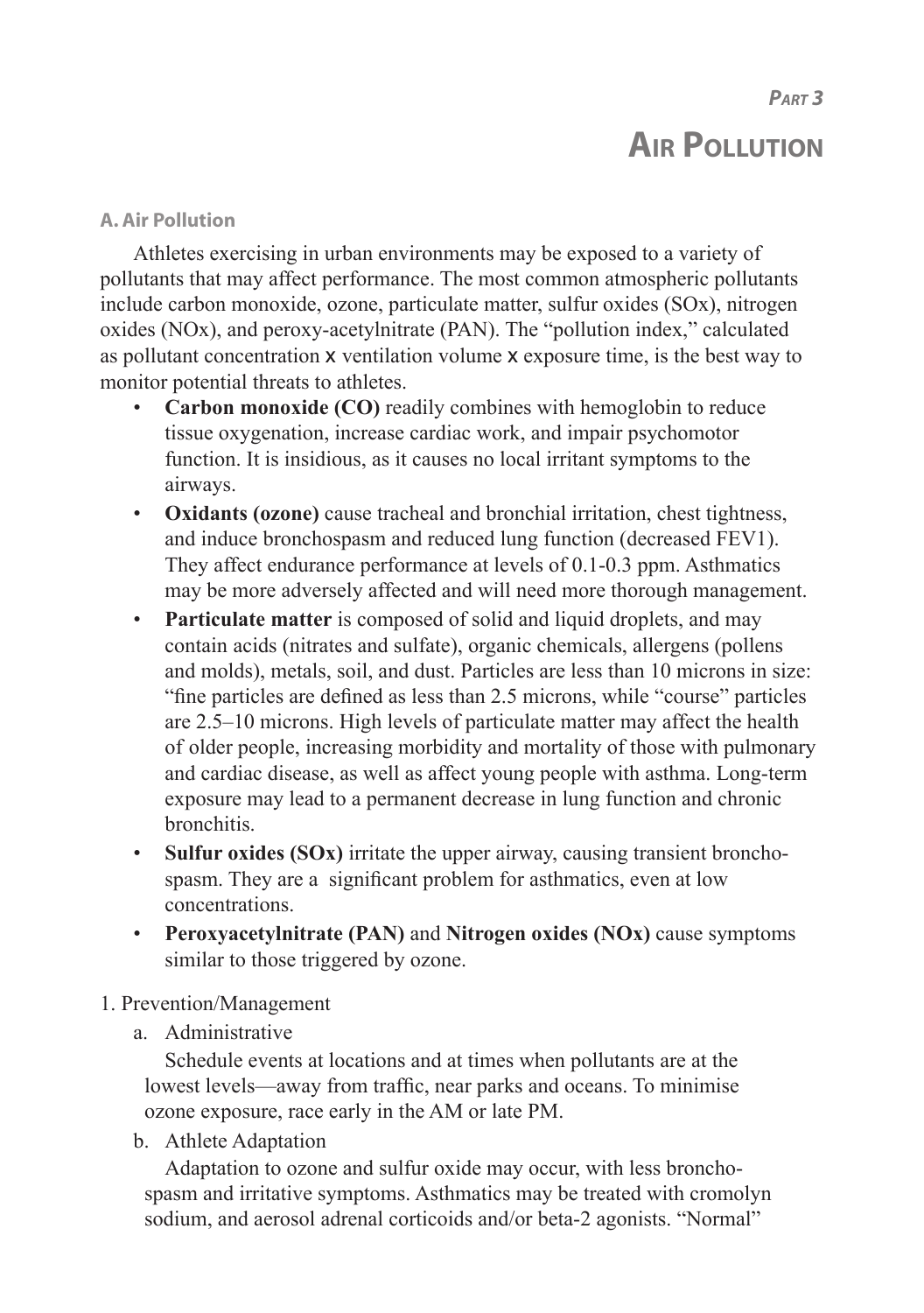*Part 3*

# Air Pollution

### A. Air Pollution

Athletes exercising in urban environments may be exposed to a variety of pollutants that may affect performance. The most common atmospheric pollutants include carbon monoxide, ozone, particulate matter, sulfur oxides (SOx), nitrogen oxides (NOx), and peroxy-acetylnitrate (PAN). The "pollution index," calculated as pollutant concentration x ventilation volume x exposure time, is the best way to monitor potential threats to athletes.

- **Carbon monoxide (CO)** readily combines with hemoglobin to reduce tissue oxygenation, increase cardiac work, and impair psychomotor function. It is insidious, as it causes no local irritant symptoms to the airways.
- **Oxidants (ozone)** cause tracheal and bronchial irritation, chest tightness, and induce bronchospasm and reduced lung function (decreased FEV1). They affect endurance performance at levels of 0.1-0.3 ppm. Asthmatics may be more adversely affected and will need more thorough management.
- **Particulate matter** is composed of solid and liquid droplets, and may contain acids (nitrates and sulfate), organic chemicals, allergens (pollens and molds), metals, soil, and dust. Particles are less than 10 microns in size: "fine particles are defined as less than 2.5 microns, while "course" particles are 2.5–10 microns. High levels of particulate matter may affect the health of older people, increasing morbidity and mortality of those with pulmonary and cardiac disease, as well as affect young people with asthma. Long-term exposure may lead to a permanent decrease in lung function and chronic bronchitis.
- **Sulfur oxides (SOx)** irritate the upper airway, causing transient broncho-spasm. They are a significant problem for asthmatics, even at low concentrations.
- **Peroxyacetylnitrate (PAN)** and **Nitrogen oxides (NOx)** cause symptoms similar to those triggered by ozone.

1. Prevention/Management

   a. Administrative

   Schedule events at locations and at times when pollutants are at the lowest levels—away from traffic, near parks and oceans. To minimise ozone exposure, race early in the AM or late PM.

   b. Athlete Adaptation

   Adaptation to ozone and sulfur oxide may occur, with less broncho-spasm and irritative symptoms. Asthmatics may be treated with cromolyn sodium, and aerosol adrenal corticoids and/or beta-2 agonists. "Normal"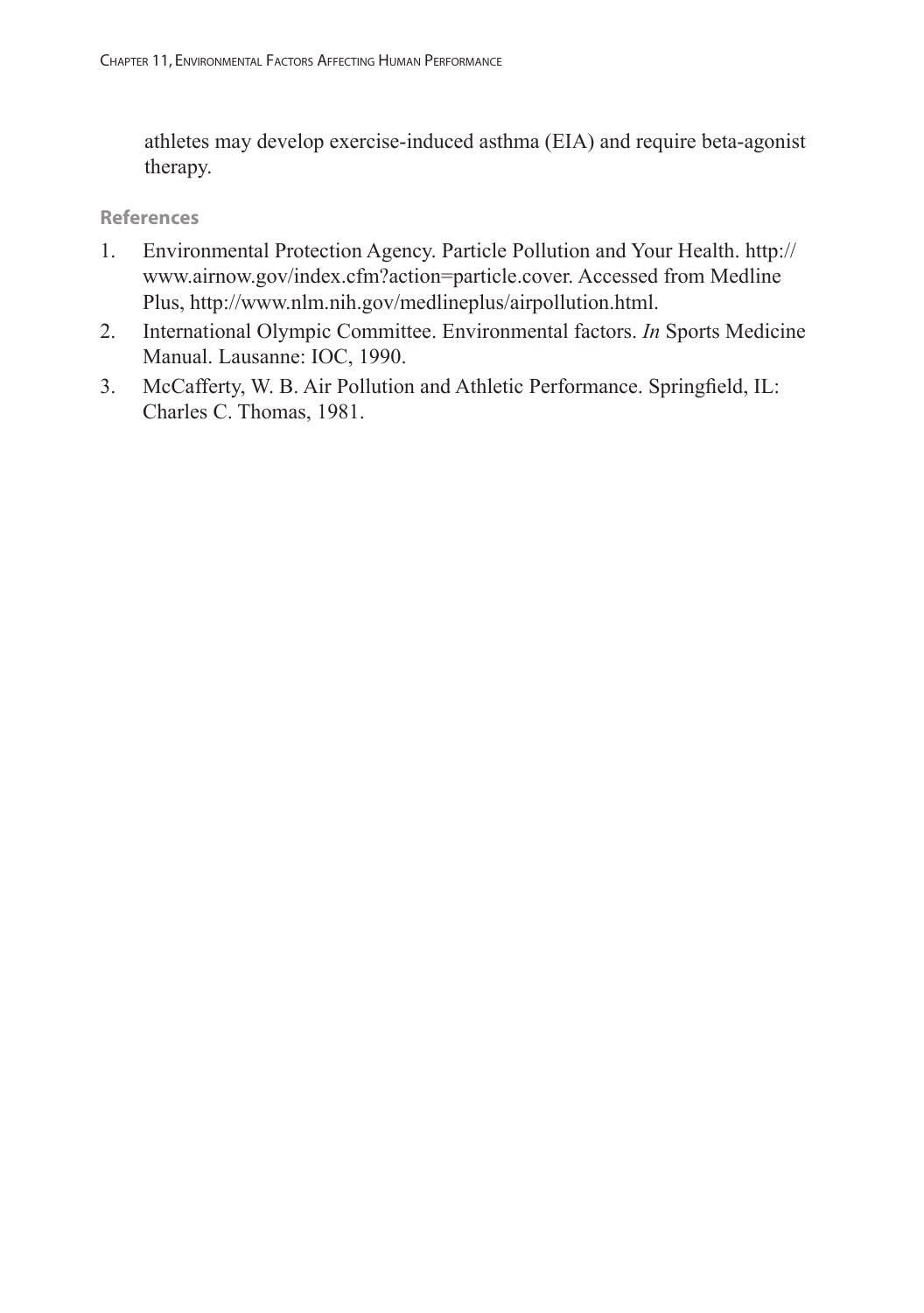athletes may develop exercise-induced asthma (EIA) and require beta-agonist therapy.

### References

1. Environmental Protection Agency. Particle Pollution and Your Health. http://www.airnow.gov/index.cfm?action=particle.cover. Accessed from Medline Plus, http://www.nlm.nih.gov/medlineplus/airpollution.html.
2. International Olympic Committee. Environmental factors. *In* Sports Medicine Manual. Lausanne: IOC, 1990.
3. McCafferty, W. B. Air Pollution and Athletic Performance. Springfield, IL: Charles C. Thomas, 1981.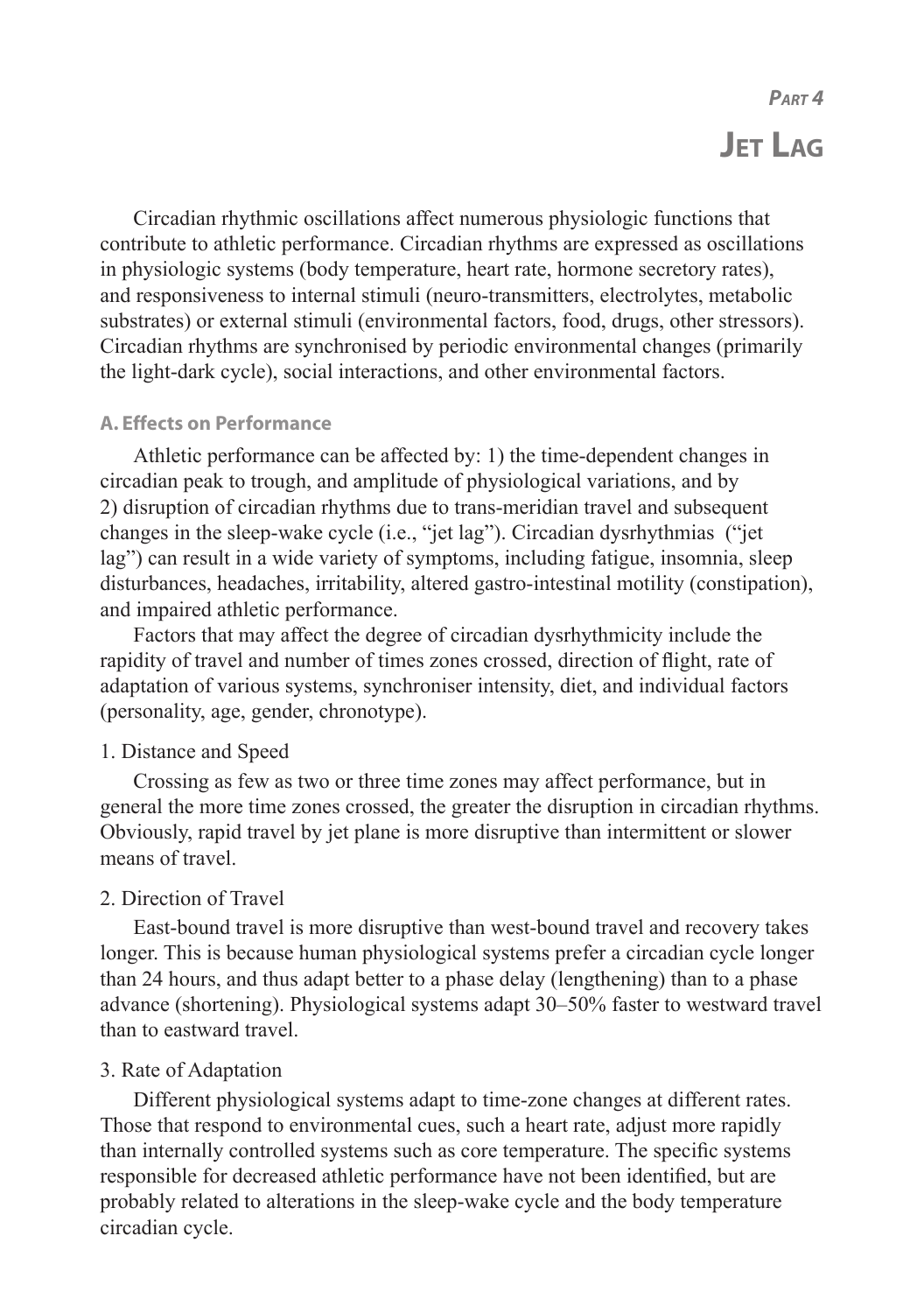*Part 4*

# Jet Lag

Circadian rhythmic oscillations affect numerous physiologic functions that contribute to athletic performance. Circadian rhythms are expressed as oscillations in physiologic systems (body temperature, heart rate, hormone secretory rates), and responsiveness to internal stimuli (neuro-transmitters, electrolytes, metabolic substrates) or external stimuli (environmental factors, food, drugs, other stressors). Circadian rhythms are synchronised by periodic environmental changes (primarily the light-dark cycle), social interactions, and other environmental factors.

## A. Effects on Performance

Athletic performance can be affected by: 1) the time-dependent changes in circadian peak to trough, and amplitude of physiological variations, and by 2) disruption of circadian rhythms due to trans-meridian travel and subsequent changes in the sleep-wake cycle (i.e., "jet lag"). Circadian dysrhythmias ("jet lag") can result in a wide variety of symptoms, including fatigue, insomnia, sleep disturbances, headaches, irritability, altered gastro-intestinal motility (constipation), and impaired athletic performance.

Factors that may affect the degree of circadian dysrhythmicity include the rapidity of travel and number of times zones crossed, direction of flight, rate of adaptation of various systems, synchroniser intensity, diet, and individual factors (personality, age, gender, chronotype).

1. Distance and Speed

Crossing as few as two or three time zones may affect performance, but in general the more time zones crossed, the greater the disruption in circadian rhythms. Obviously, rapid travel by jet plane is more disruptive than intermittent or slower means of travel.

2. Direction of Travel

East-bound travel is more disruptive than west-bound travel and recovery takes longer. This is because human physiological systems prefer a circadian cycle longer than 24 hours, and thus adapt better to a phase delay (lengthening) than to a phase advance (shortening). Physiological systems adapt 30–50% faster to westward travel than to eastward travel.

3. Rate of Adaptation

Different physiological systems adapt to time-zone changes at different rates. Those that respond to environmental cues, such a heart rate, adjust more rapidly than internally controlled systems such as core temperature. The specific systems responsible for decreased athletic performance have not been identified, but are probably related to alterations in the sleep-wake cycle and the body temperature circadian cycle.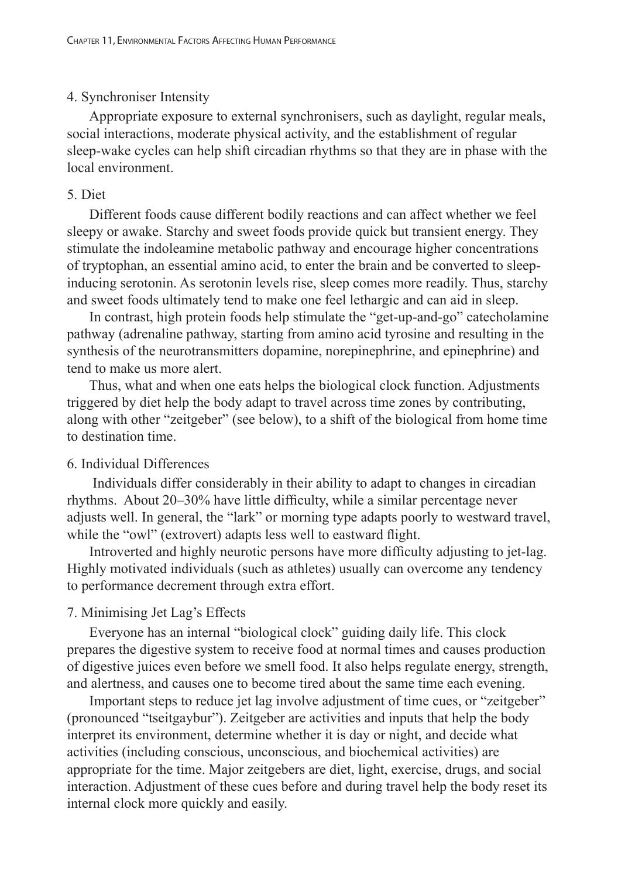#### 4. Synchroniser Intensity

Appropriate exposure to external synchronisers, such as daylight, regular meals, social interactions, moderate physical activity, and the establishment of regular sleep-wake cycles can help shift circadian rhythms so that they are in phase with the local environment.

#### 5. Diet

Different foods cause different bodily reactions and can affect whether we feel sleepy or awake. Starchy and sweet foods provide quick but transient energy. They stimulate the indoleamine metabolic pathway and encourage higher concentrations of tryptophan, an essential amino acid, to enter the brain and be converted to sleep-inducing serotonin. As serotonin levels rise, sleep comes more readily. Thus, starchy and sweet foods ultimately tend to make one feel lethargic and can aid in sleep.

In contrast, high protein foods help stimulate the "get-up-and-go" catecholamine pathway (adrenaline pathway, starting from amino acid tyrosine and resulting in the synthesis of the neurotransmitters dopamine, norepinephrine, and epinephrine) and tend to make us more alert.

Thus, what and when one eats helps the biological clock function. Adjustments triggered by diet help the body adapt to travel across time zones by contributing, along with other "zeitgeber" (see below), to a shift of the biological from home time to destination time.

#### 6. Individual Differences

Individuals differ considerably in their ability to adapt to changes in circadian rhythms. About 20–30% have little difficulty, while a similar percentage never adjusts well. In general, the "lark" or morning type adapts poorly to westward travel, while the "owl" (extrovert) adapts less well to eastward flight.

Introverted and highly neurotic persons have more difficulty adjusting to jet-lag. Highly motivated individuals (such as athletes) usually can overcome any tendency to performance decrement through extra effort.

#### 7. Minimising Jet Lag's Effects

Everyone has an internal "biological clock" guiding daily life. This clock prepares the digestive system to receive food at normal times and causes production of digestive juices even before we smell food. It also helps regulate energy, strength, and alertness, and causes one to become tired about the same time each evening.

Important steps to reduce jet lag involve adjustment of time cues, or "zeitgeber" (pronounced "tseitgaybur"). Zeitgeber are activities and inputs that help the body interpret its environment, determine whether it is day or night, and decide what activities (including conscious, unconscious, and biochemical activities) are appropriate for the time. Major zeitgebers are diet, light, exercise, drugs, and social interaction. Adjustment of these cues before and during travel help the body reset its internal clock more quickly and easily.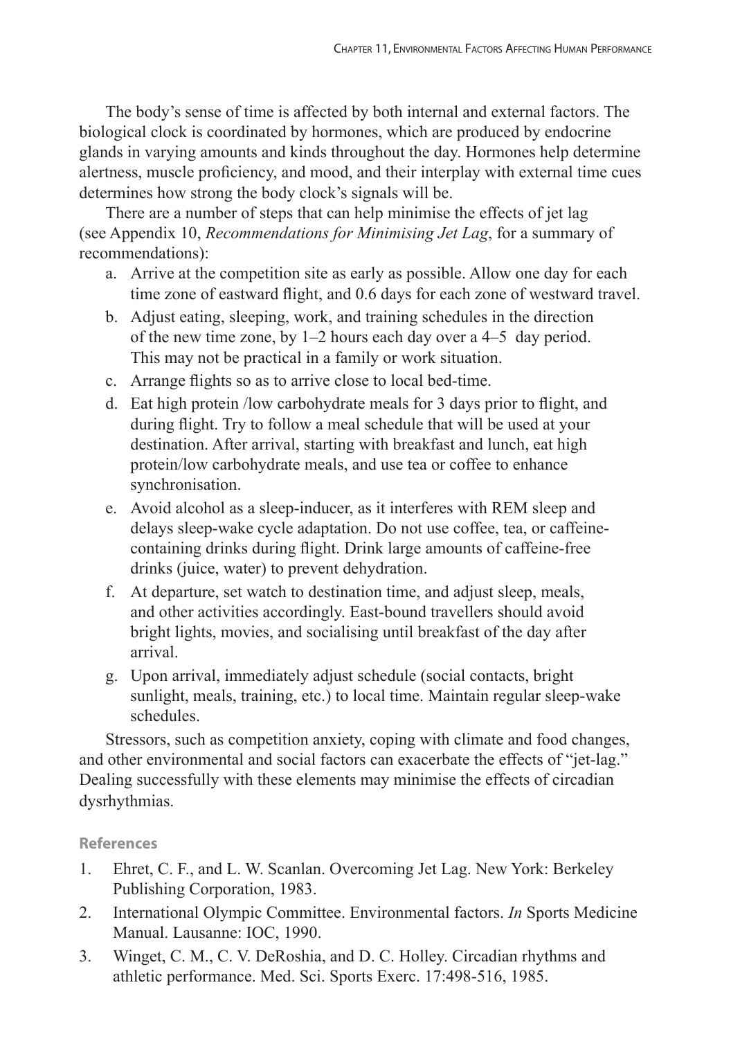The body's sense of time is affected by both internal and external factors. The biological clock is coordinated by hormones, which are produced by endocrine glands in varying amounts and kinds throughout the day. Hormones help determine alertness, muscle proficiency, and mood, and their interplay with external time cues determines how strong the body clock's signals will be.

There are a number of steps that can help minimise the effects of jet lag (see Appendix 10, *Recommendations for Minimising Jet Lag*, for a summary of recommendations):

a. Arrive at the competition site as early as possible. Allow one day for each time zone of eastward flight, and 0.6 days for each zone of westward travel.
b. Adjust eating, sleeping, work, and training schedules in the direction of the new time zone, by 1–2 hours each day over a 4–5 day period. This may not be practical in a family or work situation.
c. Arrange flights so as to arrive close to local bed-time.
d. Eat high protein /low carbohydrate meals for 3 days prior to flight, and during flight. Try to follow a meal schedule that will be used at your destination. After arrival, starting with breakfast and lunch, eat high protein/low carbohydrate meals, and use tea or coffee to enhance synchronisation.
e. Avoid alcohol as a sleep-inducer, as it interferes with REM sleep and delays sleep-wake cycle adaptation. Do not use coffee, tea, or caffeine-containing drinks during flight. Drink large amounts of caffeine-free drinks (juice, water) to prevent dehydration.
f. At departure, set watch to destination time, and adjust sleep, meals, and other activities accordingly. East-bound travellers should avoid bright lights, movies, and socialising until breakfast of the day after arrival.
g. Upon arrival, immediately adjust schedule (social contacts, bright sunlight, meals, training, etc.) to local time. Maintain regular sleep-wake schedules.

Stressors, such as competition anxiety, coping with climate and food changes, and other environmental and social factors can exacerbate the effects of "jet-lag." Dealing successfully with these elements may minimise the effects of circadian dysrhythmias.

### References

1. Ehret, C. F., and L. W. Scanlan. Overcoming Jet Lag. New York: Berkeley Publishing Corporation, 1983.
2. International Olympic Committee. Environmental factors. *In* Sports Medicine Manual. Lausanne: IOC, 1990.
3. Winget, C. M., C. V. DeRoshia, and D. C. Holley. Circadian rhythms and athletic performance. Med. Sci. Sports Exerc. 17:498-516, 1985.